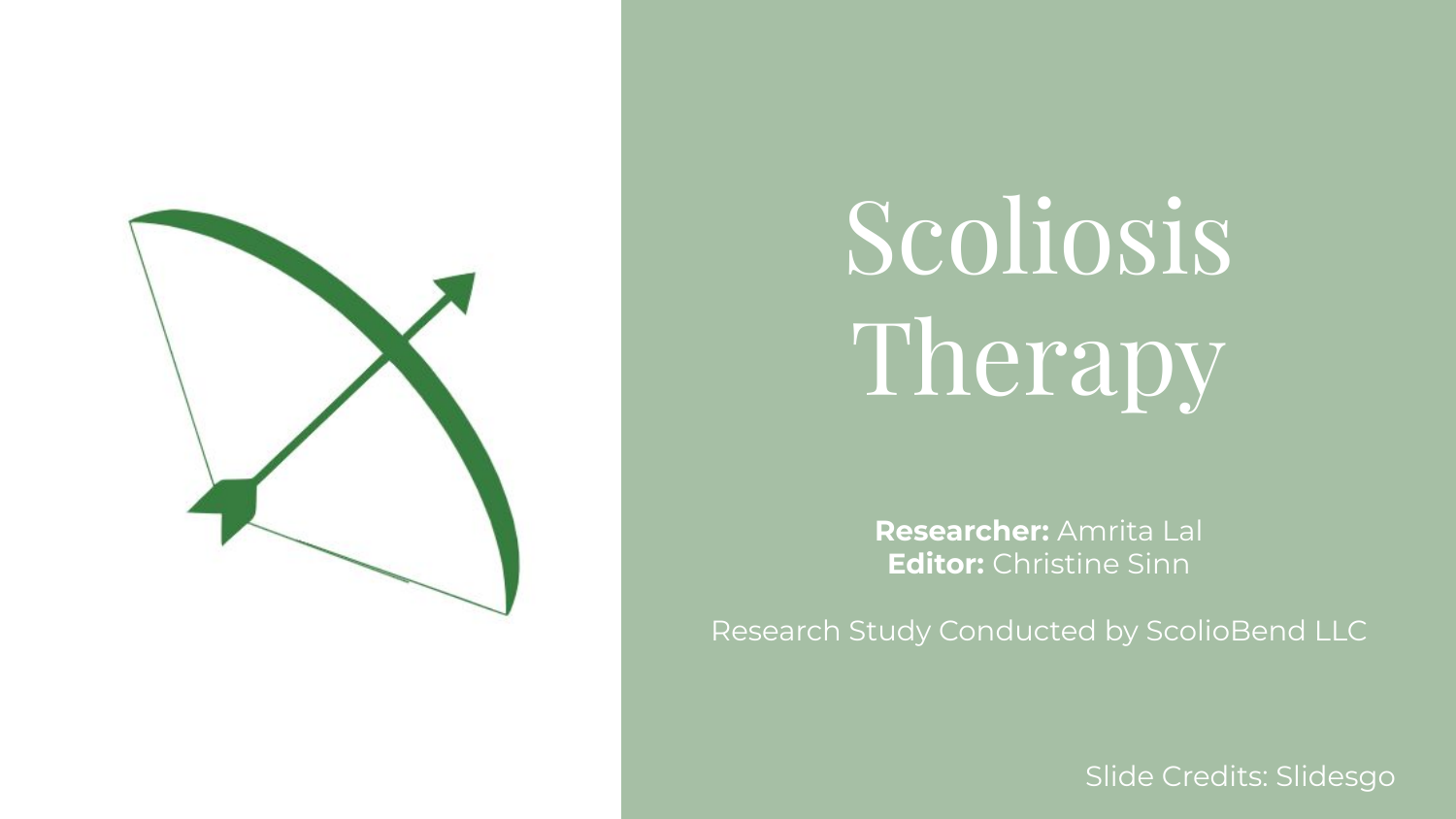# Scoliosis Therapy

**Researcher:** Amrita Lal
**Editor:** Christine Sinn

Research Study Conducted by ScolioBend LLC

Slide Credits: Slidesgo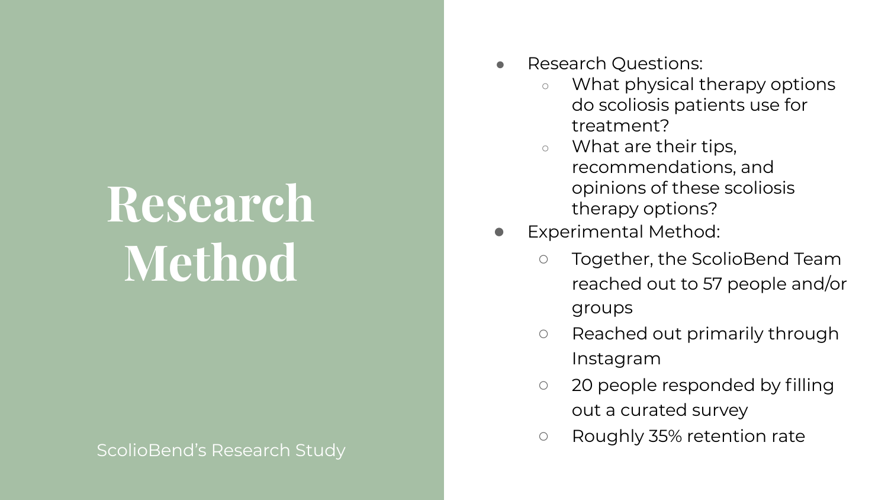# Research Method

ScolioBend's Research Study

- Research Questions:
  - What physical therapy options do scoliosis patients use for treatment?
  - What are their tips, recommendations, and opinions of these scoliosis therapy options?
- Experimental Method:
  - Together, the ScolioBend Team reached out to 57 people and/or groups
  - Reached out primarily through Instagram
  - 20 people responded by filling out a curated survey
  - Roughly 35% retention rate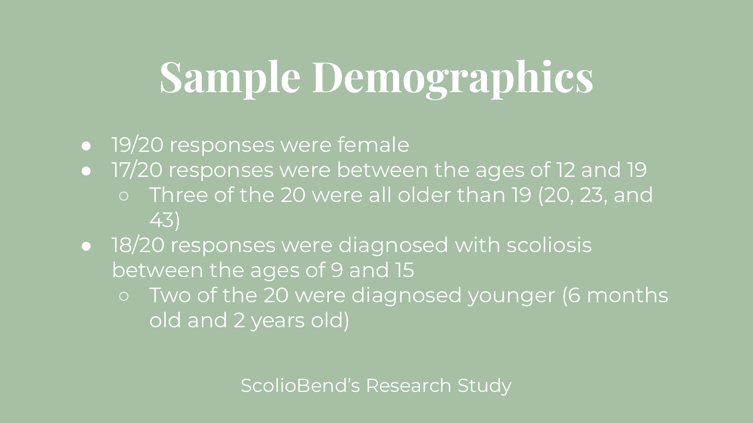# Sample Demographics

- 19/20 responses were female
- 17/20 responses were between the ages of 12 and 19
    - Three of the 20 were all older than 19 (20, 23, and 43)
- 18/20 responses were diagnosed with scoliosis between the ages of 9 and 15
    - Two of the 20 were diagnosed younger (6 months old and 2 years old)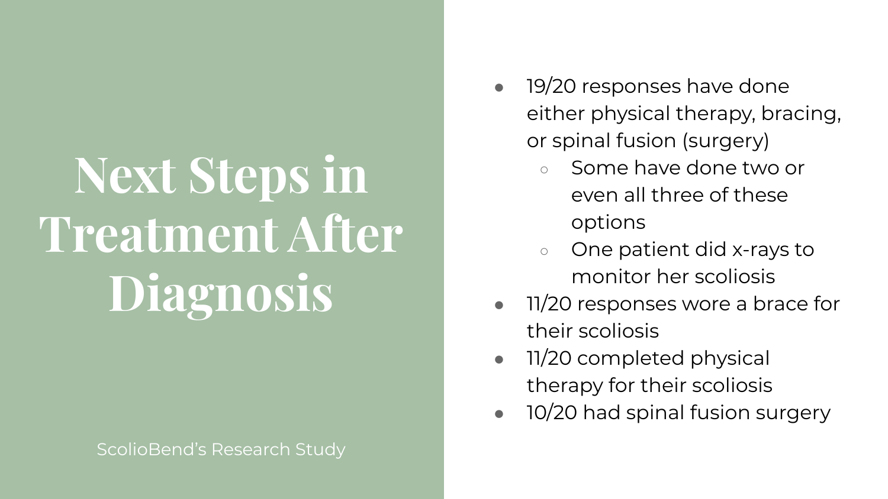# Next Steps in Treatment After Diagnosis

ScolioBend's Research Study

- 19/20 responses have done either physical therapy, bracing, or spinal fusion (surgery)
  - Some have done two or even all three of these options
  - One patient did x-rays to monitor her scoliosis
- 11/20 responses wore a brace for their scoliosis
- 11/20 completed physical therapy for their scoliosis
- 10/20 had spinal fusion surgery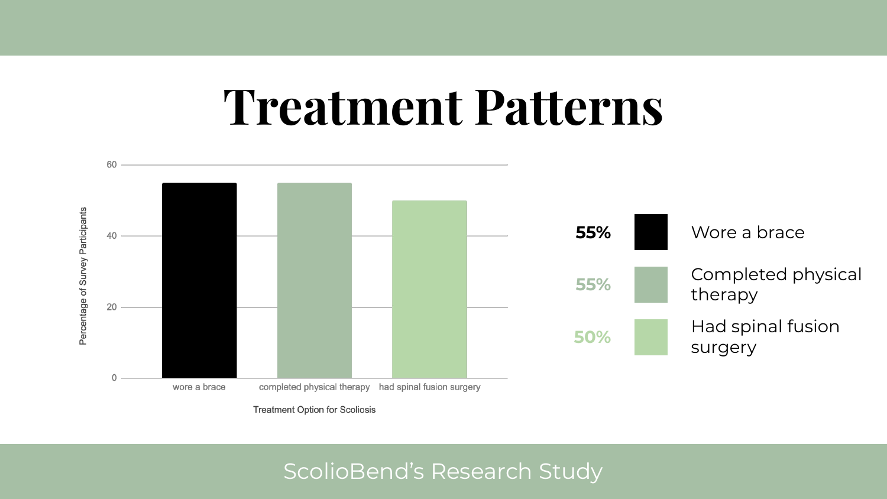# Treatment Patterns

| Percentage | Treatment |
|---|---|
| 55% | Wore a brace |
| 55% | Completed physical therapy |
| 50% | Had spinal fusion surgery |

ScolioBend's Research Study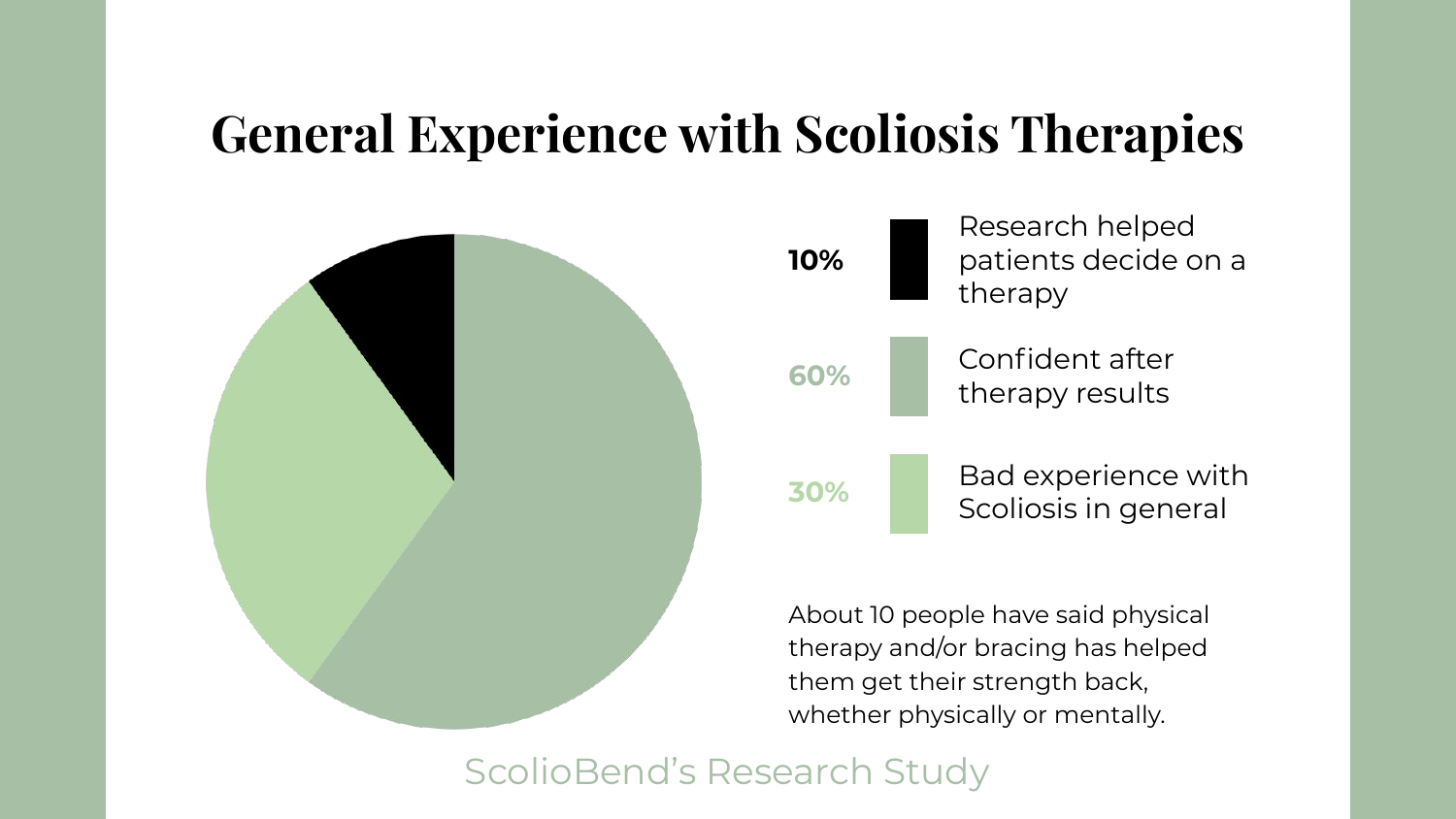# General Experience with Scoliosis Therapies

| Percentage | Category |
| --- | --- |
| **10%** | Research helped patients decide on a therapy |
| **60%** | Confident after therapy results |
| **30%** | Bad experience with Scoliosis in general |

About 10 people have said physical therapy and/or bracing has helped them get their strength back, whether physically or mentally.

ScolioBend's Research Study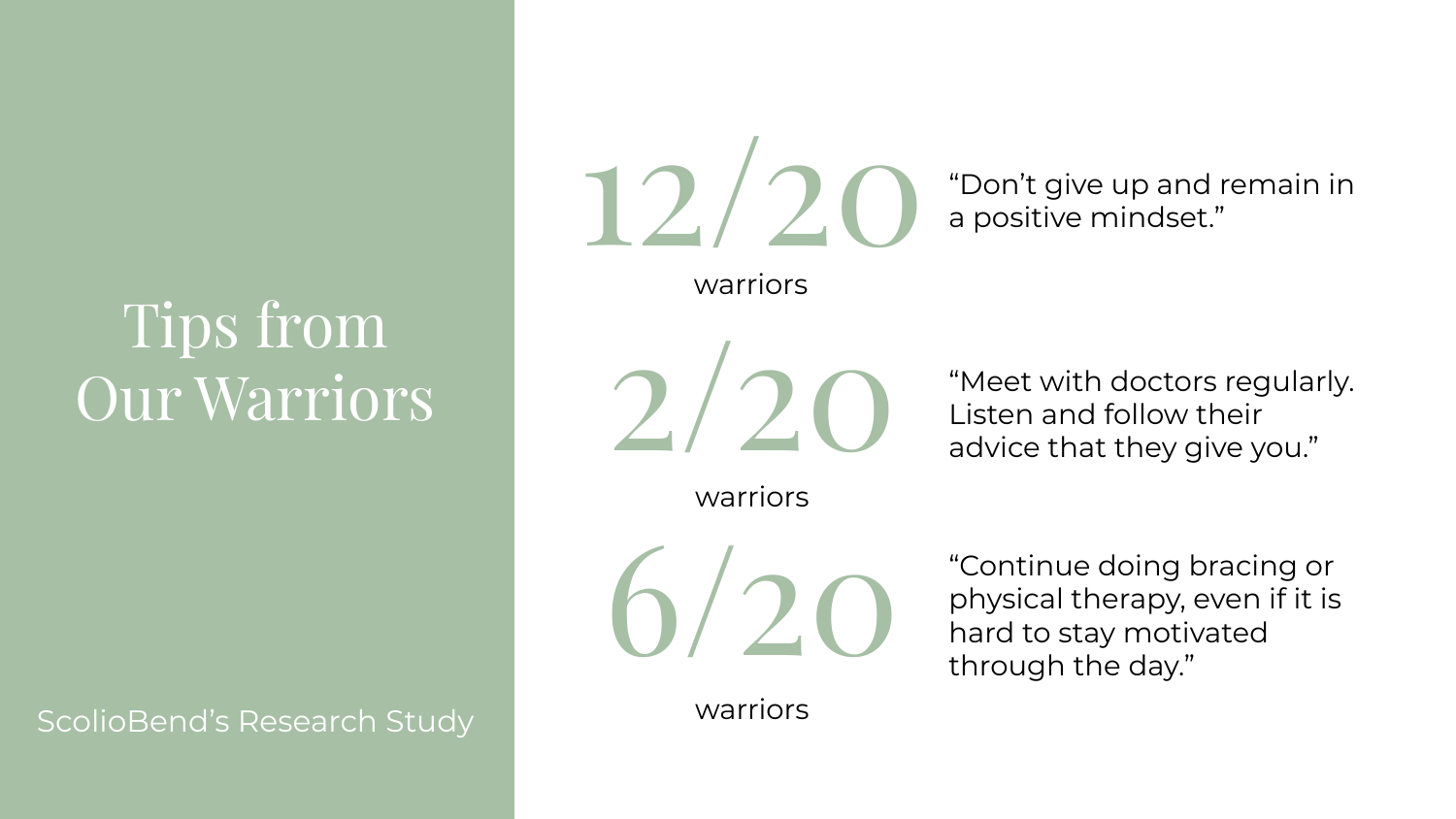# Tips from Our Warriors

ScolioBend's Research Study

**12/20** warriors

"Don't give up and remain in a positive mindset."

**2/20** warriors

"Meet with doctors regularly. Listen and follow their advice that they give you."

**6/20** warriors

"Continue doing bracing or physical therapy, even if it is hard to stay motivated through the day."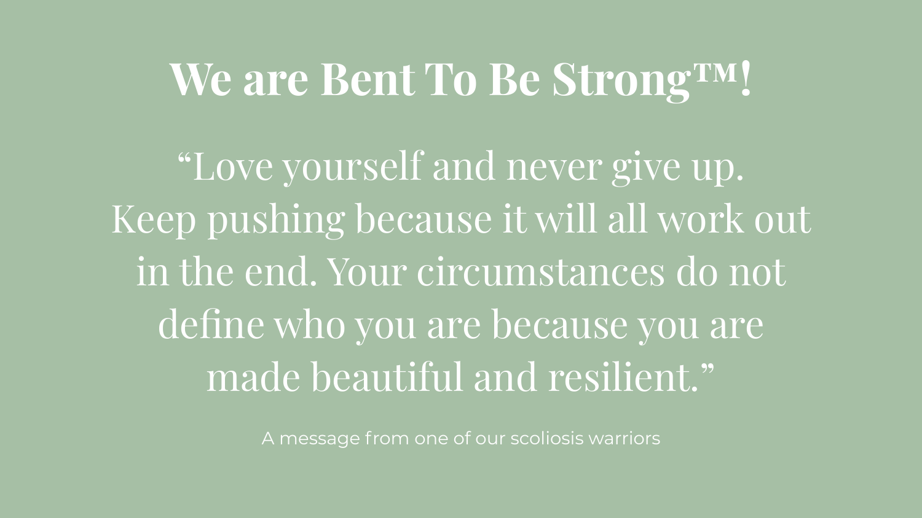# We are Bent To Be Strong™!

“Love yourself and never give up. Keep pushing because it will all work out in the end. Your circumstances do not define who you are because you are made beautiful and resilient.”

A message from one of our scoliosis warriors